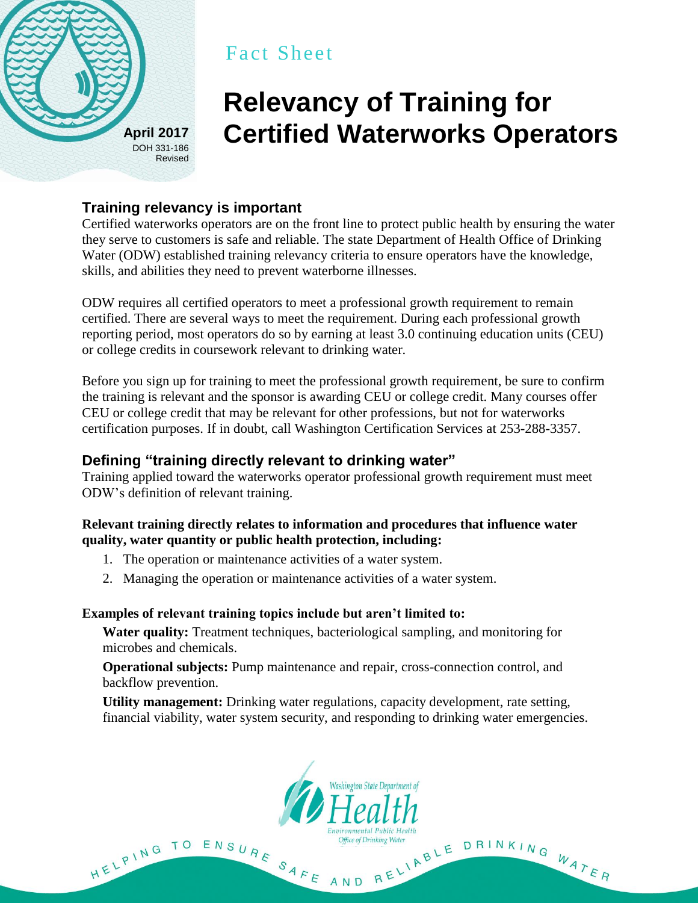Fact Sheet

# Relevancy of Training for Certified Waterworks Operators

April 2017
DOH 331-186
Revised

## Training relevancy is important

Certified waterworks operators are on the front line to protect public health by ensuring the water they serve to customers is safe and reliable. The state Department of Health Office of Drinking Water (ODW) established training relevancy criteria to ensure operators have the knowledge, skills, and abilities they need to prevent waterborne illnesses.

ODW requires all certified operators to meet a professional growth requirement to remain certified. There are several ways to meet the requirement. During each professional growth reporting period, most operators do so by earning at least 3.0 continuing education units (CEU) or college credits in coursework relevant to drinking water.

Before you sign up for training to meet the professional growth requirement, be sure to confirm the training is relevant and the sponsor is awarding CEU or college credit. Many courses offer CEU or college credit that may be relevant for other professions, but not for waterworks certification purposes. If in doubt, call Washington Certification Services at 253-288-3357.

## Defining "training directly relevant to drinking water"

Training applied toward the waterworks operator professional growth requirement must meet ODW's definition of relevant training.

**Relevant training directly relates to information and procedures that influence water quality, water quantity or public health protection, including:**

1. The operation or maintenance activities of a water system.
2. Managing the operation or maintenance activities of a water system.

**Examples of relevant training topics include but aren't limited to:**

**Water quality:** Treatment techniques, bacteriological sampling, and monitoring for microbes and chemicals.

**Operational subjects:** Pump maintenance and repair, cross-connection control, and backflow prevention.

**Utility management:** Drinking water regulations, capacity development, rate setting, financial viability, water system security, and responding to drinking water emergencies.

Washington State Department of Health
Environmental Public Health
Office of Drinking Water

HELPING TO ENSURE SAFE AND RELIABLE DRINKING WATER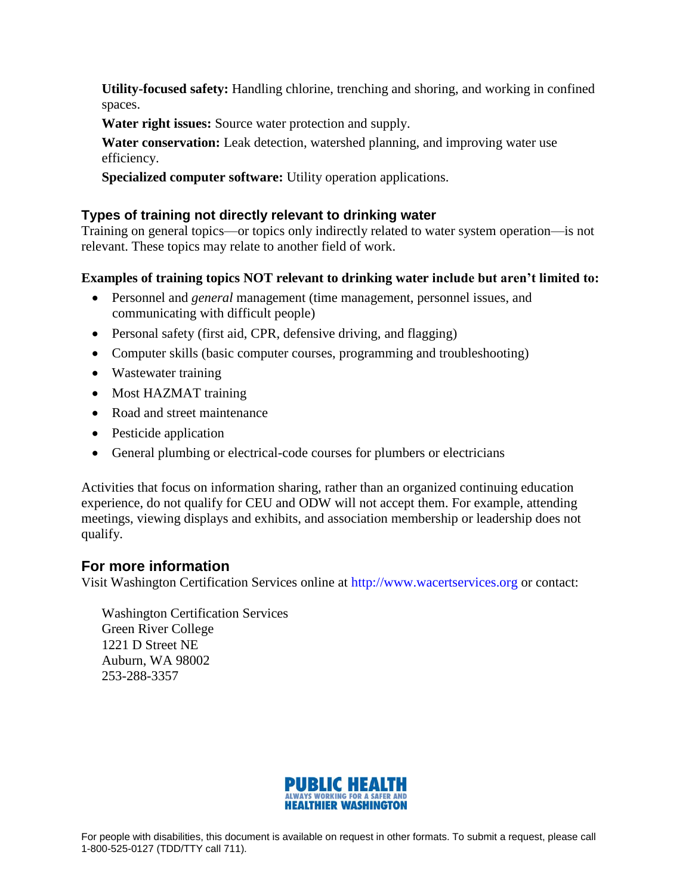**Utility-focused safety:** Handling chlorine, trenching and shoring, and working in confined spaces.

**Water right issues:** Source water protection and supply.

**Water conservation:** Leak detection, watershed planning, and improving water use efficiency.

**Specialized computer software:** Utility operation applications.

### Types of training not directly relevant to drinking water

Training on general topics—or topics only indirectly related to water system operation—is not relevant. These topics may relate to another field of work.

**Examples of training topics NOT relevant to drinking water include but aren't limited to:**

- Personnel and *general* management (time management, personnel issues, and communicating with difficult people)
- Personal safety (first aid, CPR, defensive driving, and flagging)
- Computer skills (basic computer courses, programming and troubleshooting)
- Wastewater training
- Most HAZMAT training
- Road and street maintenance
- Pesticide application
- General plumbing or electrical-code courses for plumbers or electricians

Activities that focus on information sharing, rather than an organized continuing education experience, do not qualify for CEU and ODW will not accept them. For example, attending meetings, viewing displays and exhibits, and association membership or leadership does not qualify.

## For more information

Visit Washington Certification Services online at http://www.wacertservices.org or contact:

Washington Certification Services
Green River College
1221 D Street NE
Auburn, WA 98002
253-288-3357

PUBLIC HEALTH
ALWAYS WORKING FOR A SAFER AND
HEALTHIER WASHINGTON

For people with disabilities, this document is available on request in other formats. To submit a request, please call 1-800-525-0127 (TDD/TTY call 711).